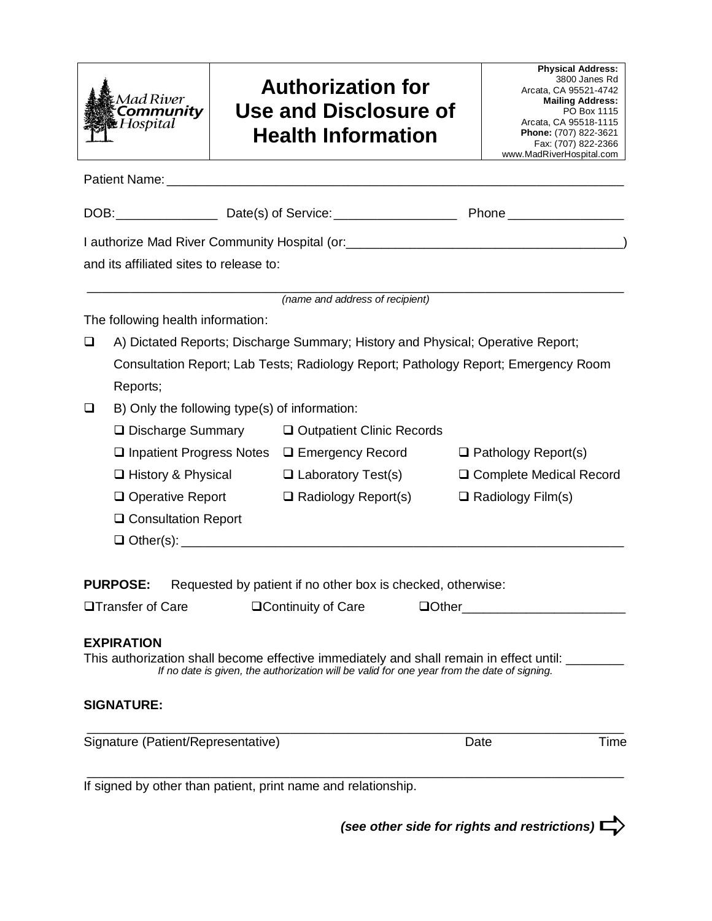Mad River Community Hospital

# Authorization for Use and Disclosure of Health Information

**Physical Address:**
3800 Janes Rd
Arcata, CA 95521-4742
**Mailing Address:**
PO Box 1115
Arcata, CA 95518-1115
**Phone:** (707) 822-3621
Fax: (707) 822-2366
www.MadRiverHospital.com

Patient Name: ______________________________________________________________

DOB: ______________ Date(s) of Service: _________________ Phone ________________

I authorize Mad River Community Hospital (or: ______________________________________)

and its affiliated sites to release to:

______________________________________________________________________________
*(name and address of recipient)*

The following health information:

- ☐ A) Dictated Reports; Discharge Summary; History and Physical; Operative Report; Consultation Report; Lab Tests; Radiology Report; Pathology Report; Emergency Room Reports;
- ☐ B) Only the following type(s) of information:

| | | |
|---|---|---|
| ☐ Discharge Summary | ☐ Outpatient Clinic Records | |
| ☐ Inpatient Progress Notes | ☐ Emergency Record | ☐ Pathology Report(s) |
| ☐ History & Physical | ☐ Laboratory Test(s) | ☐ Complete Medical Record |
| ☐ Operative Report | ☐ Radiology Report(s) | ☐ Radiology Film(s) |
| ☐ Consultation Report | | |

☐ Other(s): ______________________________________________________________

**PURPOSE:** Requested by patient if no other box is checked, otherwise:

☐Transfer of Care ☐Continuity of Care ☐Other______________________

**EXPIRATION**

This authorization shall become effective immediately and shall remain in effect until: ________
*If no date is given, the authorization will be valid for one year from the date of signing.*

**SIGNATURE:**

______________________________________________________________________________
Signature (Patient/Representative) Date Time

______________________________________________________________________________
If signed by other than patient, print name and relationship.

***(see other side for rights and restrictions)*** ⇨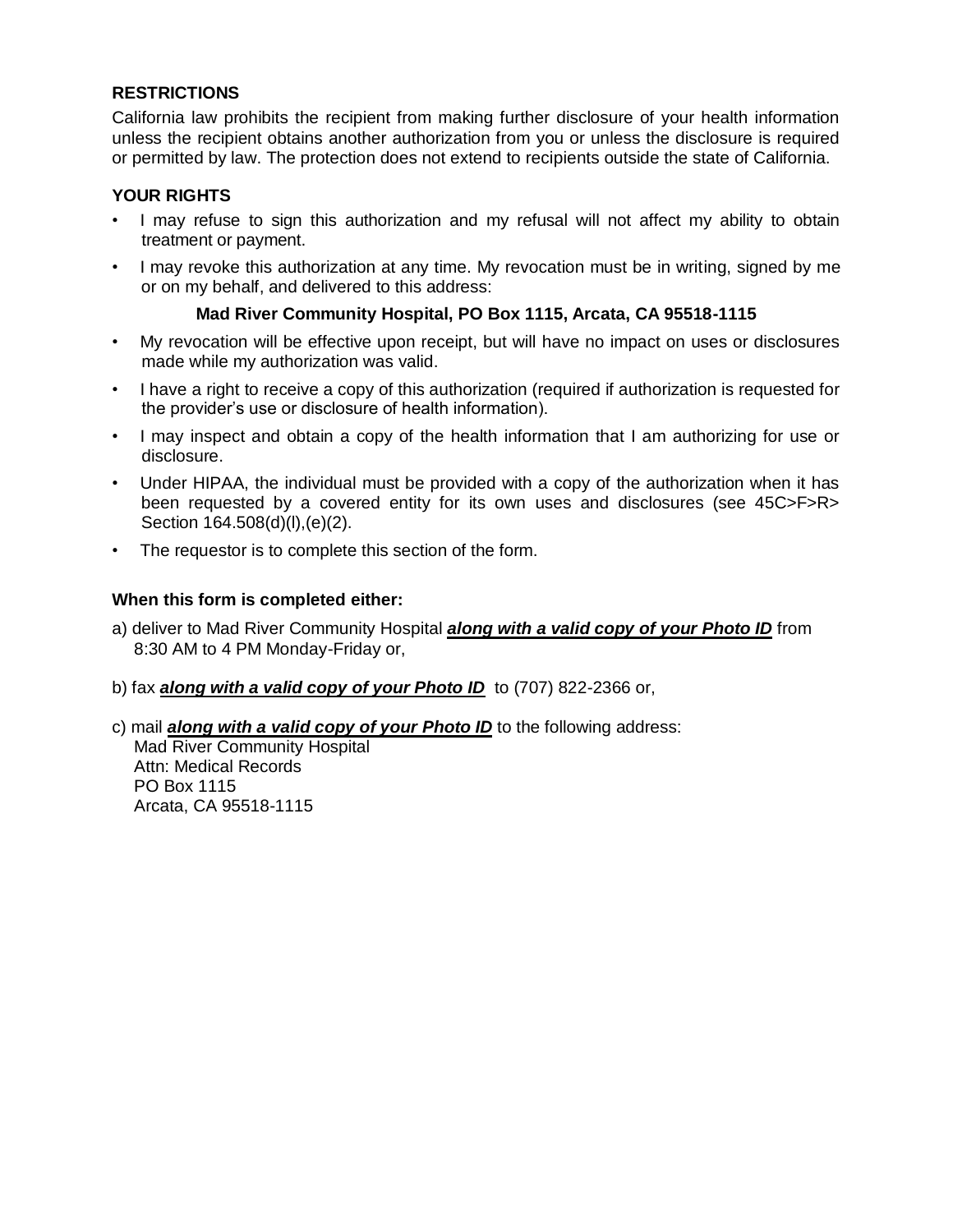## RESTRICTIONS

California law prohibits the recipient from making further disclosure of your health information unless the recipient obtains another authorization from you or unless the disclosure is required or permitted by law. The protection does not extend to recipients outside the state of California.

## YOUR RIGHTS

- I may refuse to sign this authorization and my refusal will not affect my ability to obtain treatment or payment.
- I may revoke this authorization at any time. My revocation must be in writing, signed by me or on my behalf, and delivered to this address:

  **Mad River Community Hospital, PO Box 1115, Arcata, CA 95518-1115**

- My revocation will be effective upon receipt, but will have no impact on uses or disclosures made while my authorization was valid.
- I have a right to receive a copy of this authorization (required if authorization is requested for the provider's use or disclosure of health information).
- I may inspect and obtain a copy of the health information that I am authorizing for use or disclosure.
- Under HIPAA, the individual must be provided with a copy of the authorization when it has been requested by a covered entity for its own uses and disclosures (see 45C>F>R> Section 164.508(d)(l),(e)(2).
- The requestor is to complete this section of the form.

**When this form is completed either:**

a) deliver to Mad River Community Hospital ***along with a valid copy of your Photo ID*** from 8:30 AM to 4 PM Monday-Friday or,

b) fax ***along with a valid copy of your Photo ID*** to (707) 822-2366 or,

c) mail ***along with a valid copy of your Photo ID*** to the following address:
Mad River Community Hospital
Attn: Medical Records
PO Box 1115
Arcata, CA 95518-1115